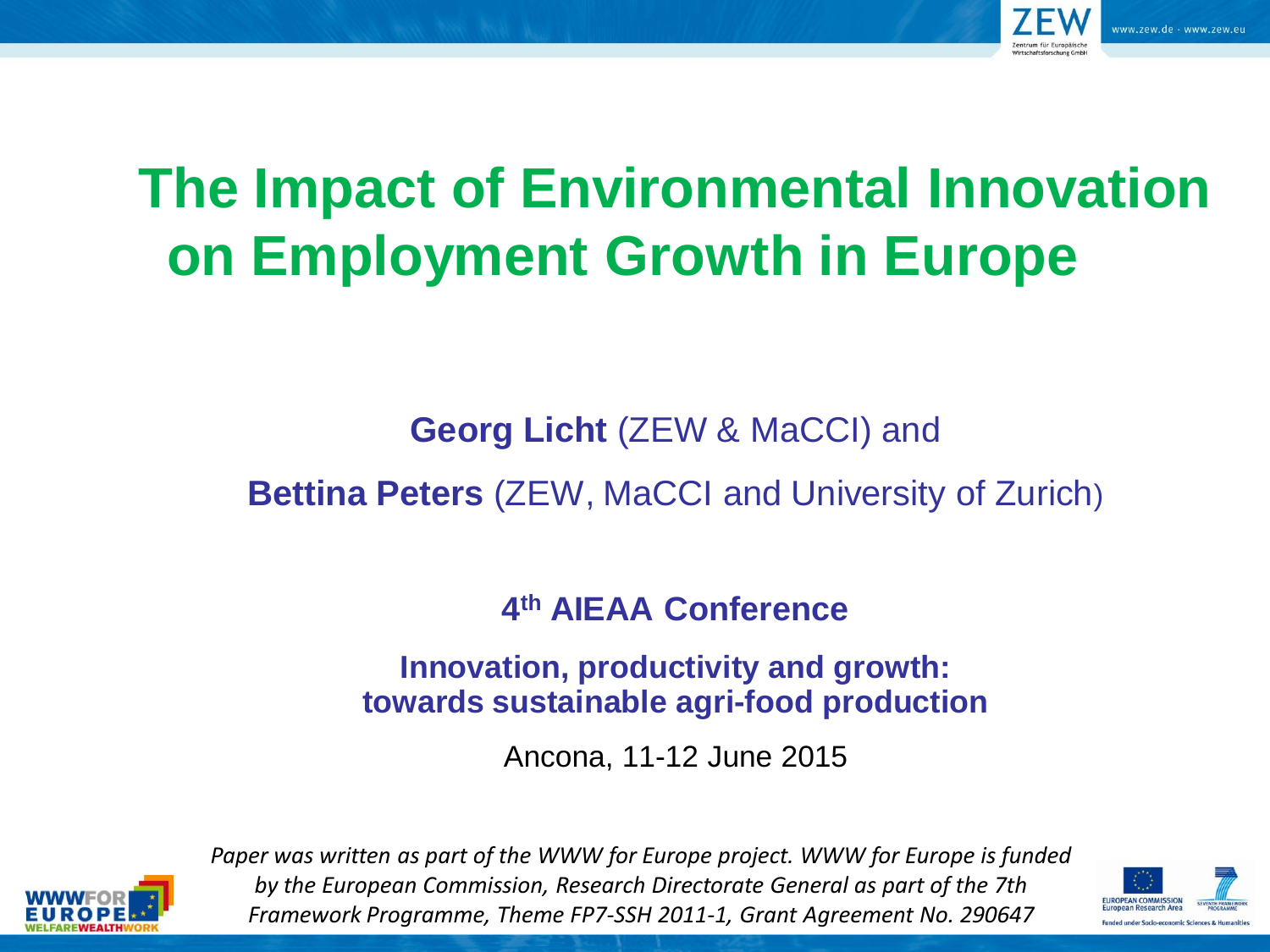# The Impact of Environmental Innovation on Employment Growth in Europe

**Georg Licht** (ZEW & MaCCI) and

**Bettina Peters** (ZEW, MaCCI and University of Zurich)

**4th AIEAA Conference**

**Innovation, productivity and growth: towards sustainable agri-food production**

Ancona, 11-12 June 2015

*Paper was written as part of the WWW for Europe project. WWW for Europe is funded by the European Commission, Research Directorate General as part of the 7th Framework Programme, Theme FP7-SSH 2011-1, Grant Agreement No. 290647*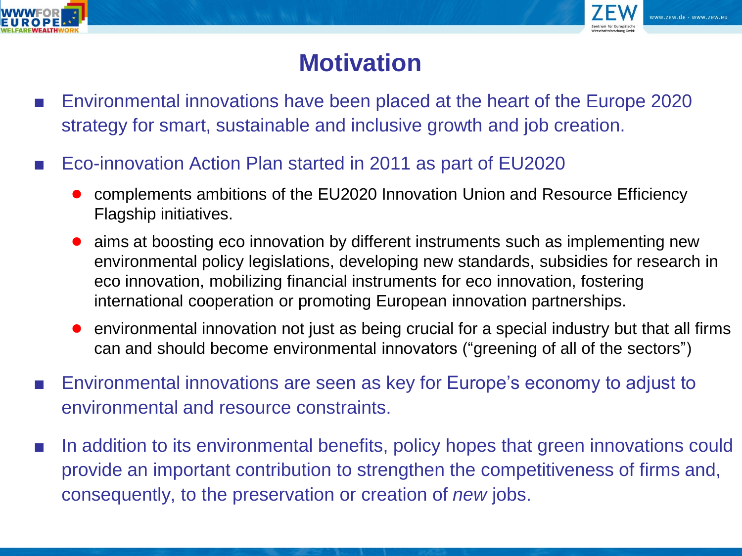# Motivation

- Environmental innovations have been placed at the heart of the Europe 2020 strategy for smart, sustainable and inclusive growth and job creation.
- Eco-innovation Action Plan started in 2011 as part of EU2020
  - complements ambitions of the EU2020 Innovation Union and Resource Efficiency Flagship initiatives.
  - aims at boosting eco innovation by different instruments such as implementing new environmental policy legislations, developing new standards, subsidies for research in eco innovation, mobilizing financial instruments for eco innovation, fostering international cooperation or promoting European innovation partnerships.
  - environmental innovation not just as being crucial for a special industry but that all firms can and should become environmental innovators ("greening of all of the sectors")
- Environmental innovations are seen as key for Europe's economy to adjust to environmental and resource constraints.
- In addition to its environmental benefits, policy hopes that green innovations could provide an important contribution to strengthen the competitiveness of firms and, consequently, to the preservation or creation of *new* jobs.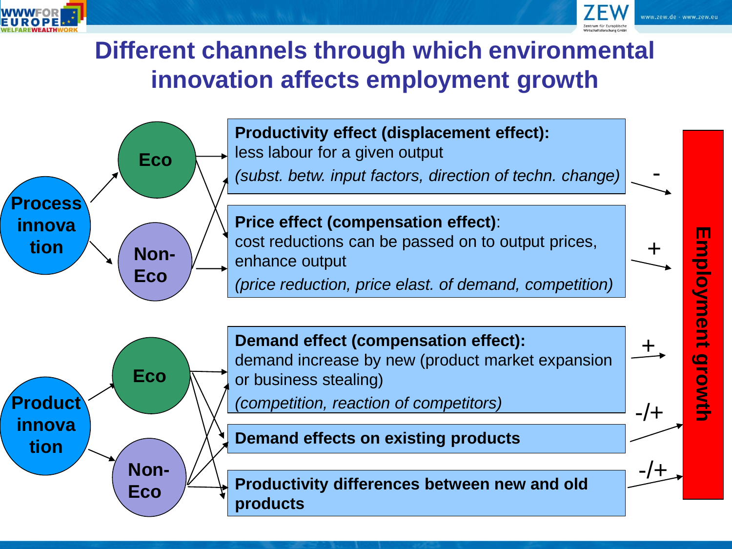# Different channels through which environmental innovation affects employment growth

**Process innovation** → Eco, Non-Eco

**Product innovation** → Eco, Non-Eco

**Productivity effect (displacement effect):**
less labour for a given output
*(subst. betw. input factors, direction of techn. change)*
→ **-**

**Price effect (compensation effect)**:
cost reductions can be passed on to output prices, enhance output
*(price reduction, price elast. of demand, competition)*
→ **+**

**Demand effect (compensation effect):**
demand increase by new (product market expansion or business stealing)
*(competition, reaction of competitors)*
→ **+**

**Demand effects on existing products**
→ **-/+**

**Productivity differences between new and old products**
→ **-/+**

**Employment growth**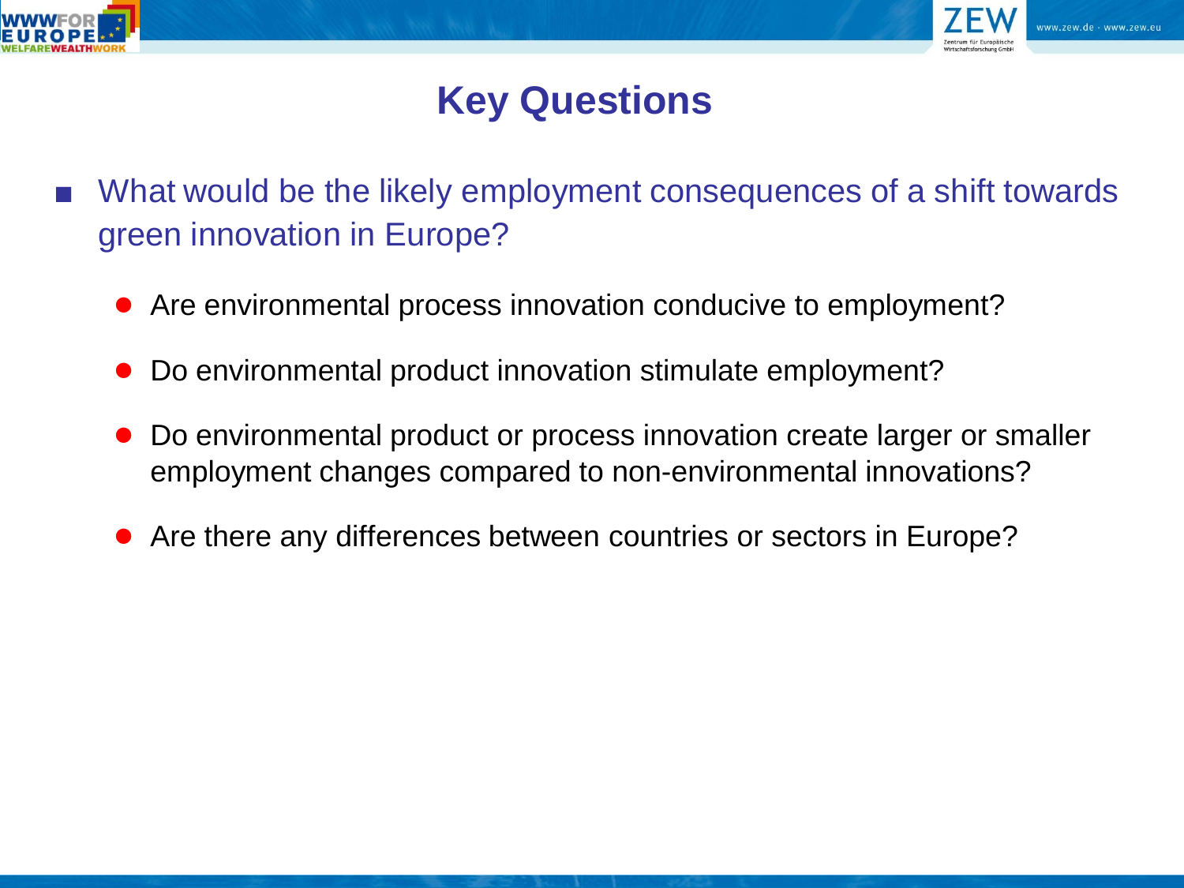# Key Questions

- What would be the likely employment consequences of a shift towards green innovation in Europe?
  - Are environmental process innovation conducive to employment?
  - Do environmental product innovation stimulate employment?
  - Do environmental product or process innovation create larger or smaller employment changes compared to non-environmental innovations?
  - Are there any differences between countries or sectors in Europe?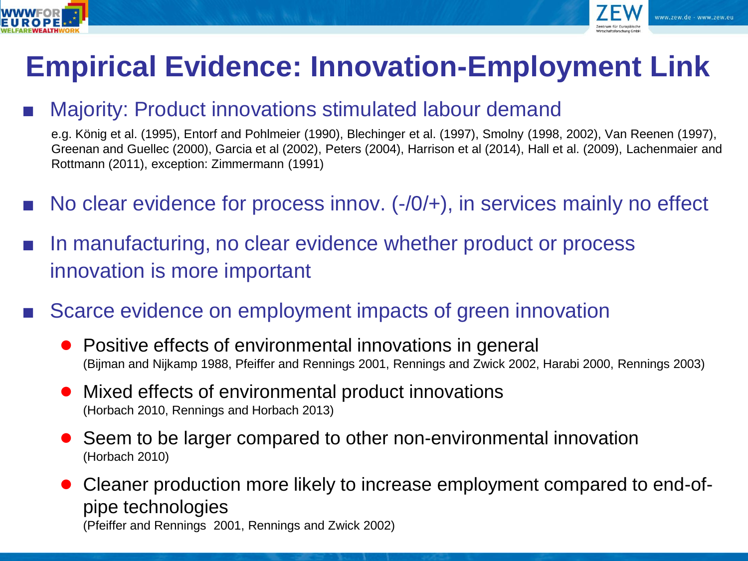# Empirical Evidence: Innovation-Employment Link

- Majority: Product innovations stimulated labour demand

  e.g. König et al. (1995), Entorf and Pohlmeier (1990), Blechinger et al. (1997), Smolny (1998, 2002), Van Reenen (1997), Greenan and Guellec (2000), Garcia et al (2002), Peters (2004), Harrison et al (2014), Hall et al. (2009), Lachenmaier and Rottmann (2011), exception: Zimmermann (1991)

- No clear evidence for process innov. (-/0/+), in services mainly no effect

- In manufacturing, no clear evidence whether product or process innovation is more important

- Scarce evidence on employment impacts of green innovation
  - Positive effects of environmental innovations in general
    (Bijman and Nijkamp 1988, Pfeiffer and Rennings 2001, Rennings and Zwick 2002, Harabi 2000, Rennings 2003)
  - Mixed effects of environmental product innovations
    (Horbach 2010, Rennings and Horbach 2013)
  - Seem to be larger compared to other non-environmental innovation
    (Horbach 2010)
  - Cleaner production more likely to increase employment compared to end-of-pipe technologies
    (Pfeiffer and Rennings 2001, Rennings and Zwick 2002)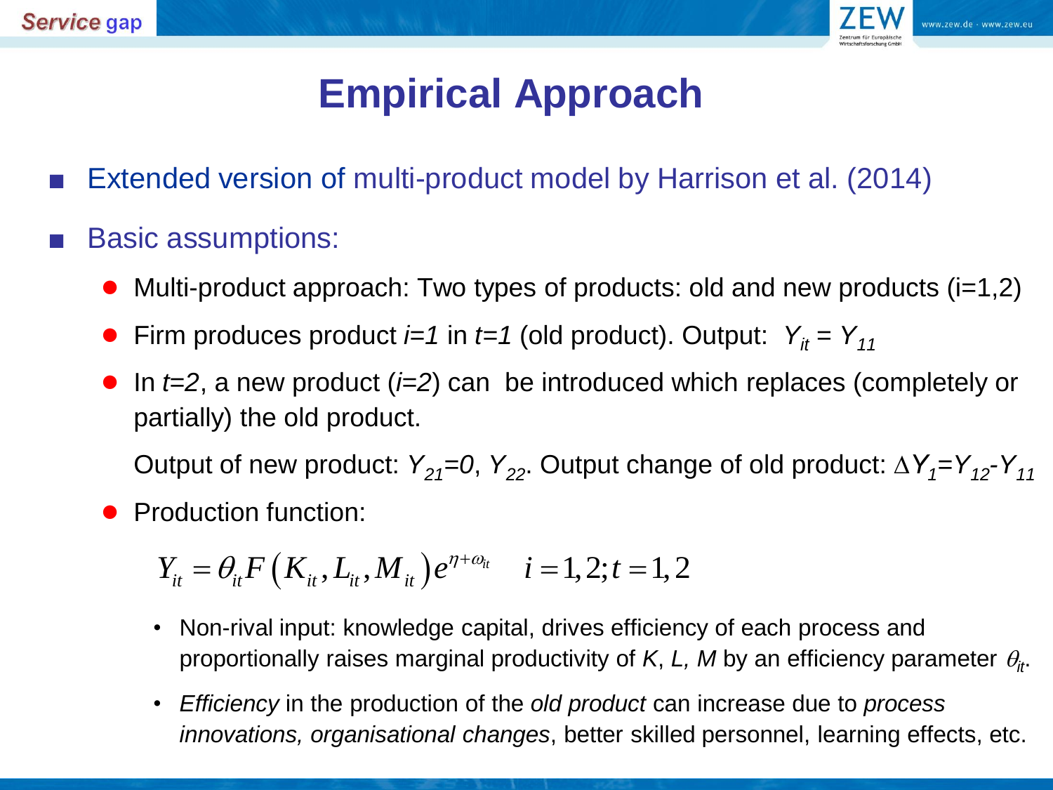# Empirical Approach

- Extended version of multi-product model by Harrison et al. (2014)
- Basic assumptions:
  - Multi-product approach: Two types of products: old and new products (i=1,2)
  - Firm produces product $i=1$ in $t=1$ (old product). Output: $Y_{it} = Y_{11}$
  - In $t=2$, a new product ($i=2$) can be introduced which replaces (completely or partially) the old product.

    Output of new product: $Y_{21}=0$, $Y_{22}$. Output change of old product: $\Delta Y_1=Y_{12}-Y_{11}$
  - Production function:

$$Y_{it} = \theta_{it} F\left(K_{it}, L_{it}, M_{it}\right) e^{\eta+\omega_{it}} \quad i=1,2; t=1,2$$

    - Non-rival input: knowledge capital, drives efficiency of each process and proportionally raises marginal productivity of $K$, $L$, $M$ by an efficiency parameter $\theta_{it}$.
    - *Efficiency* in the production of the *old product* can increase due to *process innovations, organisational changes*, better skilled personnel, learning effects, etc.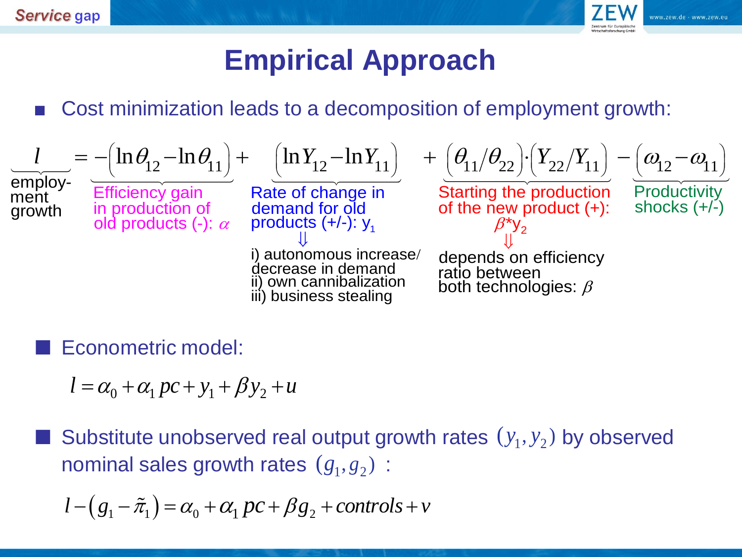# Empirical Approach

- Cost minimization leads to a decomposition of employment growth:

$$\underbrace{l}_{\text{employment growth}} = \underbrace{-\left(\ln\theta_{12} - \ln\theta_{11}\right)}_{\text{Efficiency gain in production of old products (-): } \alpha} + \underbrace{\left(\ln Y_{12} - \ln Y_{11}\right)}_{\text{Rate of change in demand for old products (+/-): } y_1} + \underbrace{\left(\theta_{11}/\theta_{22}\right)\cdot\left(Y_{22}/Y_{11}\right)}_{\text{Starting the production of the new product (+): } \beta^* y_2} - \underbrace{\left(\omega_{12} - \omega_{11}\right)}_{\text{Productivity shocks (+/-)}}$$

Rate of change in demand for old products (+/-): $y_1$ ⇓

- i) autonomous increase/ decrease in demand
- ii) own cannibalization
- iii) business stealing

Starting the production of the new product (+): $\beta^* y_2$ ⇓ depends on efficiency ratio between both technologies: $\beta$

- Econometric model:

$$l = \alpha_0 + \alpha_1 pc + y_1 + \beta y_2 + u$$

- Substitute unobserved real output growth rates $(y_1, y_2)$ by observed nominal sales growth rates $(g_1, g_2)$ :

$$l - \left(g_1 - \tilde{\pi}_1\right) = \alpha_0 + \alpha_1 pc + \beta g_2 + controls + v$$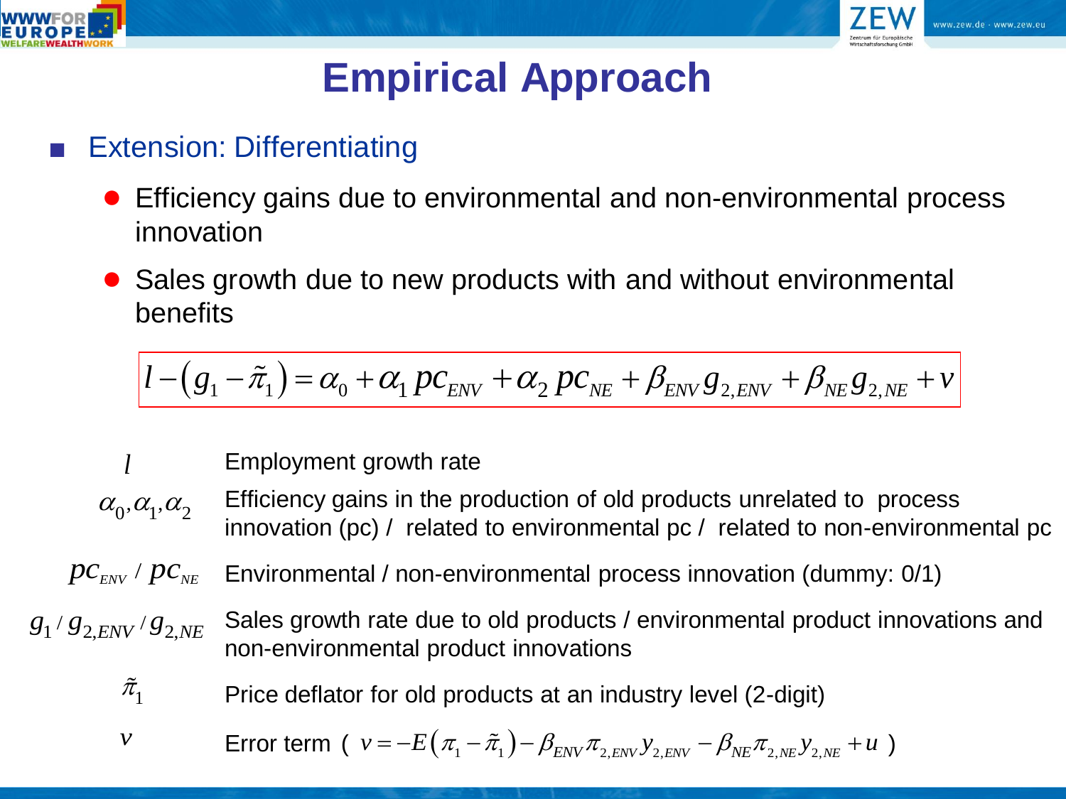# Empirical Approach

- Extension: Differentiating
  - Efficiency gains due to environmental and non-environmental process innovation
  - Sales growth due to new products with and without environmental benefits

$$l - \left(g_1 - \tilde{\pi}_1\right) = \alpha_0 + \alpha_1 \, pc_{ENV} + \alpha_2 \, pc_{NE} + \beta_{ENV} g_{2,ENV} + \beta_{NE} g_{2,NE} + v$$

| | |
|---|---|
| $l$ | Employment growth rate |
| $\alpha_0, \alpha_1, \alpha_2$ | Efficiency gains in the production of old products unrelated to process innovation (pc) / related to environmental pc / related to non-environmental pc |
| $pc_{ENV}$ / $pc_{NE}$ | Environmental / non-environmental process innovation (dummy: 0/1) |
| $g_1$ / $g_{2,ENV}$ / $g_{2,NE}$ | Sales growth rate due to old products / environmental product innovations and non-environmental product innovations |
| $\tilde{\pi}_1$ | Price deflator for old products at an industry level (2-digit) |
| $v$ | Error term ( $v = -E\left(\pi_1 - \tilde{\pi}_1\right) - \beta_{ENV}\pi_{2,ENV} y_{2,ENV} - \beta_{NE}\pi_{2,NE} y_{2,NE} + u$ ) |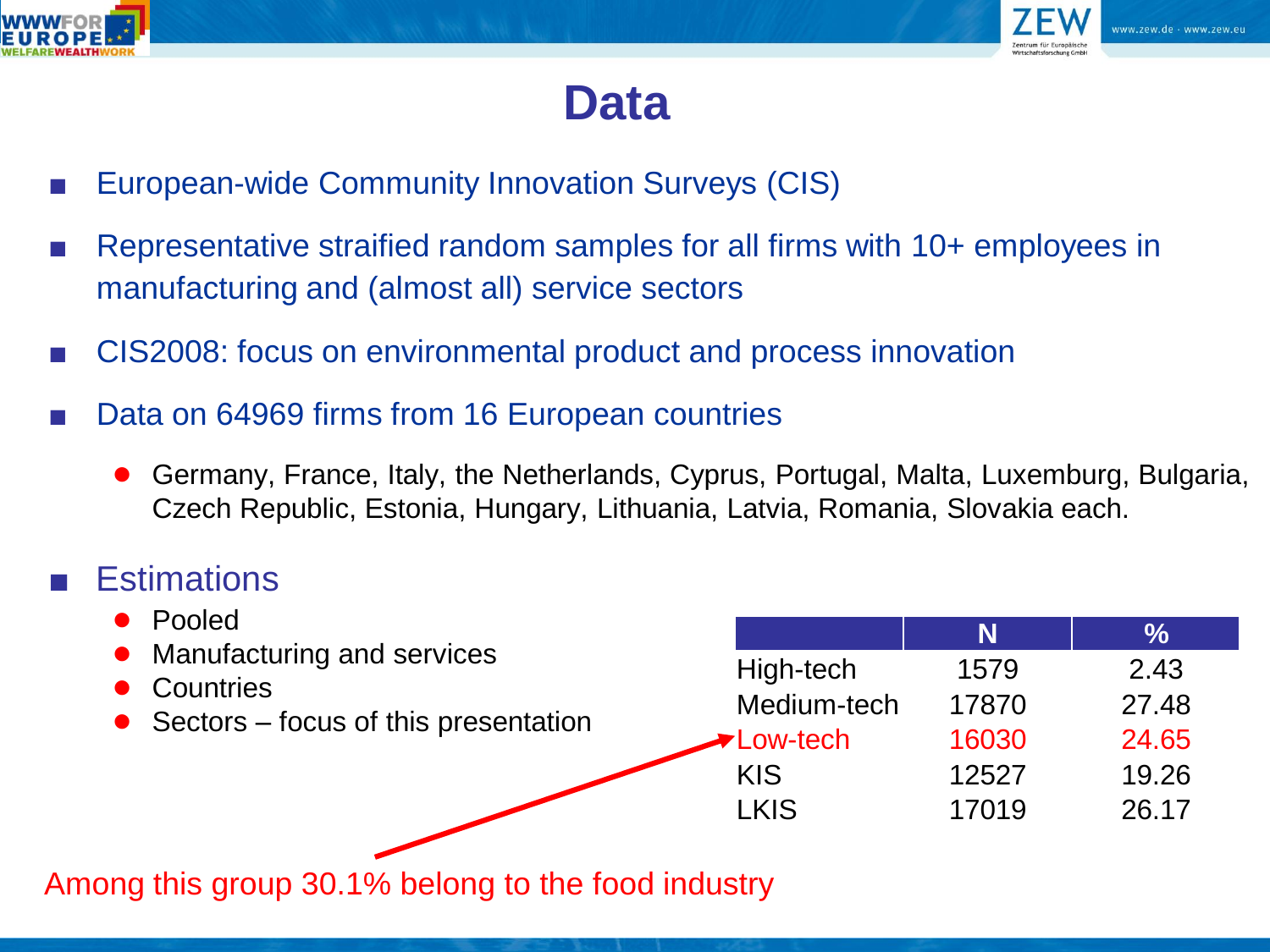# Data

- European-wide Community Innovation Surveys (CIS)
- Representative straified random samples for all firms with 10+ employees in manufacturing and (almost all) service sectors
- CIS2008: focus on environmental product and process innovation
- Data on 64969 firms from 16 European countries
  - Germany, France, Italy, the Netherlands, Cyprus, Portugal, Malta, Luxemburg, Bulgaria, Czech Republic, Estonia, Hungary, Lithuania, Latvia, Romania, Slovakia each.
- Estimations
  - Pooled
  - Manufacturing and services
  - Countries
  - Sectors – focus of this presentation

| | N | % |
|---|---|---|
| High-tech | 1579 | 2.43 |
| Medium-tech | 17870 | 27.48 |
| Low-tech | 16030 | 24.65 |
| KIS | 12527 | 19.26 |
| LKIS | 17019 | 26.17 |

Among this group 30.1% belong to the food industry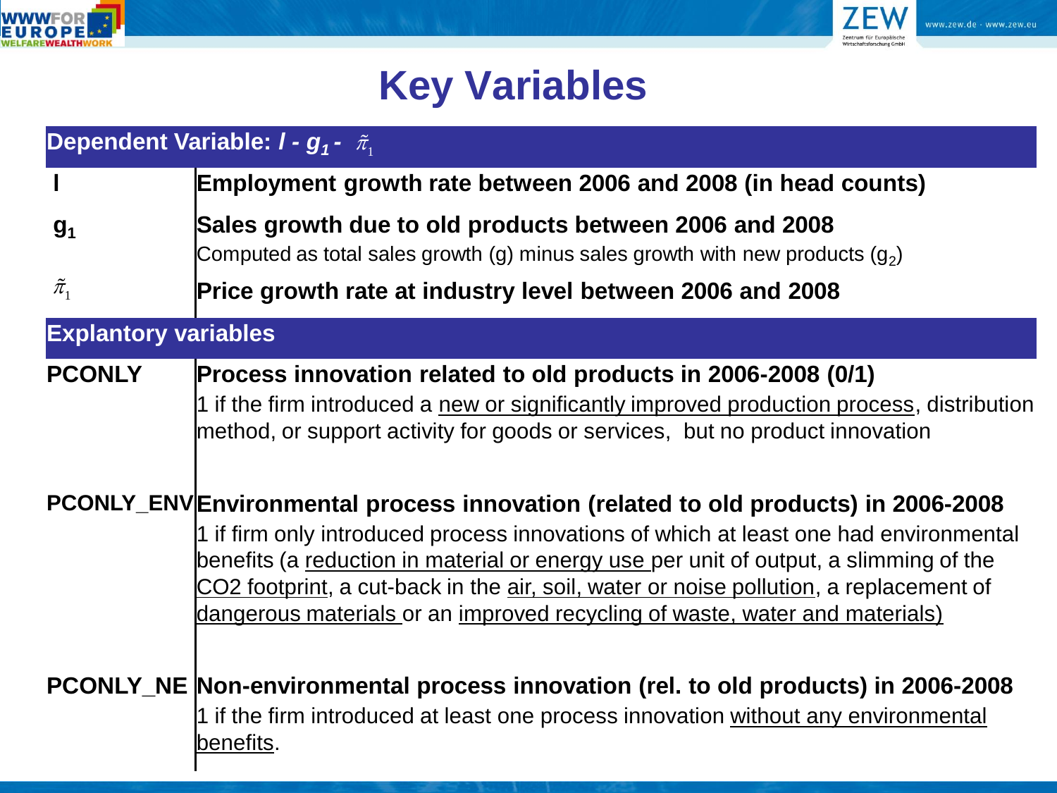# Key Variables

| Dependent Variable: $l$ - $g_1$ - $\tilde{\pi}_1$ | |
|---|---|
| $l$ | **Employment growth rate between 2006 and 2008 (in head counts)** |
| $g_1$ | **Sales growth due to old products between 2006 and 2008**<br>Computed as total sales growth (g) minus sales growth with new products ($g_2$) |
| $\tilde{\pi}_1$ | **Price growth rate at industry level between 2006 and 2008** |
| **Explantory variables** | |
| **PCONLY** | **Process innovation related to old products in 2006-2008 (0/1)**<br>1 if the firm introduced a new or significantly improved production process, distribution method, or support activity for goods or services, but no product innovation |
| **PCONLY_ENV** | **Environmental process innovation (related to old products) in 2006-2008**<br>1 if firm only introduced process innovations of which at least one had environmental benefits (a reduction in material or energy use per unit of output, a slimming of the CO2 footprint, a cut-back in the air, soil, water or noise pollution, a replacement of dangerous materials or an improved recycling of waste, water and materials) |
| **PCONLY_NE** | **Non-environmental process innovation (rel. to old products) in 2006-2008**<br>1 if the firm introduced at least one process innovation without any environmental benefits. |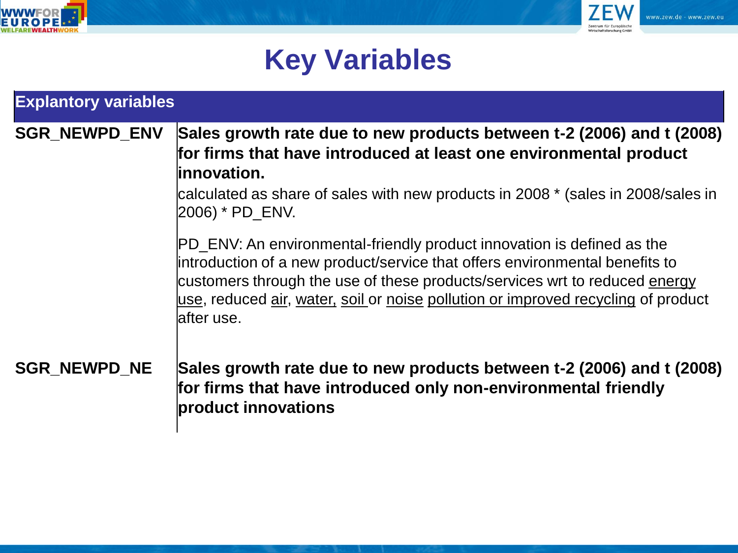# Key Variables

| Explantory variables | |
|---|---|
| **SGR_NEWPD_ENV** | **Sales growth rate due to new products between t-2 (2006) and t (2008) for firms that have introduced at least one environmental product innovation.**<br>calculated as share of sales with new products in 2008 * (sales in 2008/sales in 2006) * PD_ENV.<br><br>PD_ENV: An environmental-friendly product innovation is defined as the introduction of a new product/service that offers environmental benefits to customers through the use of these products/services wrt to reduced energy use, reduced air, water, soil or noise pollution or improved recycling of product after use. |
| **SGR_NEWPD_NE** | **Sales growth rate due to new products between t-2 (2006) and t (2008) for firms that have introduced only non-environmental friendly product innovations** |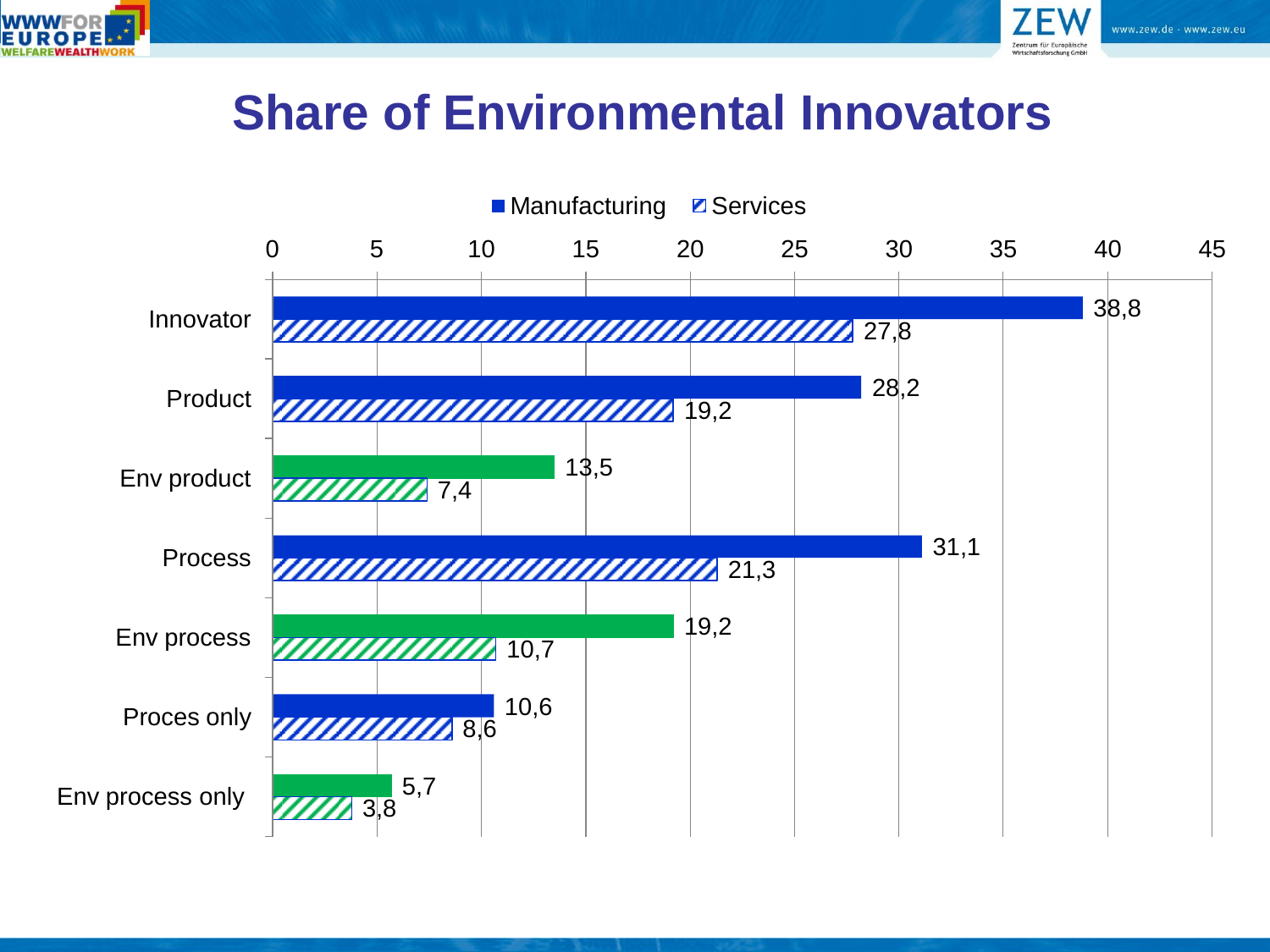# Share of Environmental Innovators

| | Manufacturing | Services |
|---|---|---|
| Innovator | 38,8 | 27,8 |
| Product | 28,2 | 19,2 |
| Env product | 13,5 | 7,4 |
| Process | 31,1 | 21,3 |
| Env process | 19,2 | 10,7 |
| Proces only | 10,6 | 8,6 |
| Env process only | 5,7 | 3,8 |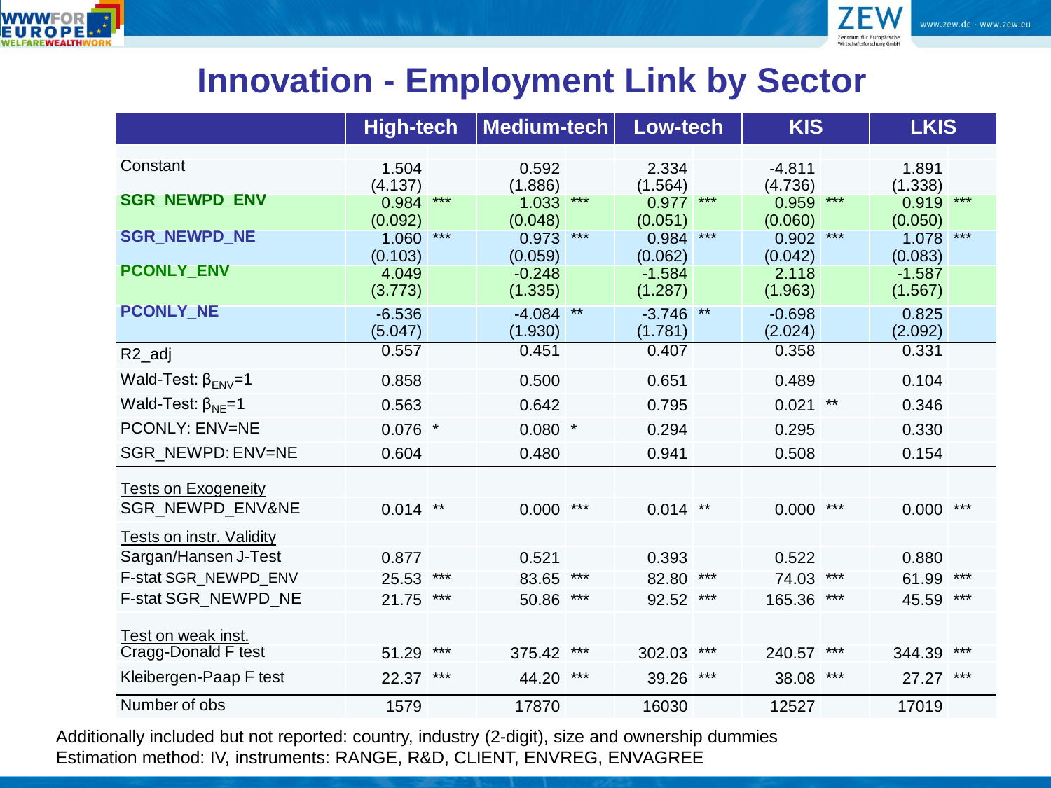# Innovation - Employment Link by Sector

| | High-tech | | Medium-tech | | Low-tech | | KIS | | LKIS | |
|---|---|---|---|---|---|---|---|---|---|---|
| Constant | 1.504 | | 0.592 | | 2.334 | | -4.811 | | 1.891 | |
| | (4.137) | | (1.886) | | (1.564) | | (4.736) | | (1.338) | |
| **SGR_NEWPD_ENV** | 0.984 | *** | 1.033 | *** | 0.977 | *** | 0.959 | *** | 0.919 | *** |
| | (0.092) | | (0.048) | | (0.051) | | (0.060) | | (0.050) | |
| **SGR_NEWPD_NE** | 1.060 | *** | 0.973 | *** | 0.984 | *** | 0.902 | *** | 1.078 | *** |
| | (0.103) | | (0.059) | | (0.062) | | (0.042) | | (0.083) | |
| **PCONLY_ENV** | 4.049 | | -0.248 | | -1.584 | | 2.118 | | -1.587 | |
| | (3.773) | | (1.335) | | (1.287) | | (1.963) | | (1.567) | |
| **PCONLY_NE** | -6.536 | | -4.084 | ** | -3.746 | ** | -0.698 | | 0.825 | |
| | (5.047) | | (1.930) | | (1.781) | | (2.024) | | (2.092) | |
| R2_adj | 0.557 | | 0.451 | | 0.407 | | 0.358 | | 0.331 | |
| Wald-Test: $\beta_{ENV}$=1 | 0.858 | | 0.500 | | 0.651 | | 0.489 | | 0.104 | |
| Wald-Test: $\beta_{NE}$=1 | 0.563 | | 0.642 | | 0.795 | | 0.021 | ** | 0.346 | |
| PCONLY: ENV=NE | 0.076 | * | 0.080 | * | 0.294 | | 0.295 | | 0.330 | |
| SGR_NEWPD: ENV=NE | 0.604 | | 0.480 | | 0.941 | | 0.508 | | 0.154 | |
| Tests on Exogeneity | | | | | | | | | | |
| SGR_NEWPD_ENV&NE | 0.014 | ** | 0.000 | *** | 0.014 | ** | 0.000 | *** | 0.000 | *** |
| Tests on instr. Validity | | | | | | | | | | |
| Sargan/Hansen J-Test | 0.877 | | 0.521 | | 0.393 | | 0.522 | | 0.880 | |
| F-stat SGR_NEWPD_ENV | 25.53 | *** | 83.65 | *** | 82.80 | *** | 74.03 | *** | 61.99 | *** |
| F-stat SGR_NEWPD_NE | 21.75 | *** | 50.86 | *** | 92.52 | *** | 165.36 | *** | 45.59 | *** |
| Test on weak inst. | | | | | | | | | | |
| Cragg-Donald F test | 51.29 | *** | 375.42 | *** | 302.03 | *** | 240.57 | *** | 344.39 | *** |
| Kleibergen-Paap F test | 22.37 | *** | 44.20 | *** | 39.26 | *** | 38.08 | *** | 27.27 | *** |
| Number of obs | 1579 | | 17870 | | 16030 | | 12527 | | 17019 | |

Additionally included but not reported: country, industry (2-digit), size and ownership dummies
Estimation method: IV, instruments: RANGE, R&D, CLIENT, ENVREG, ENVAGREE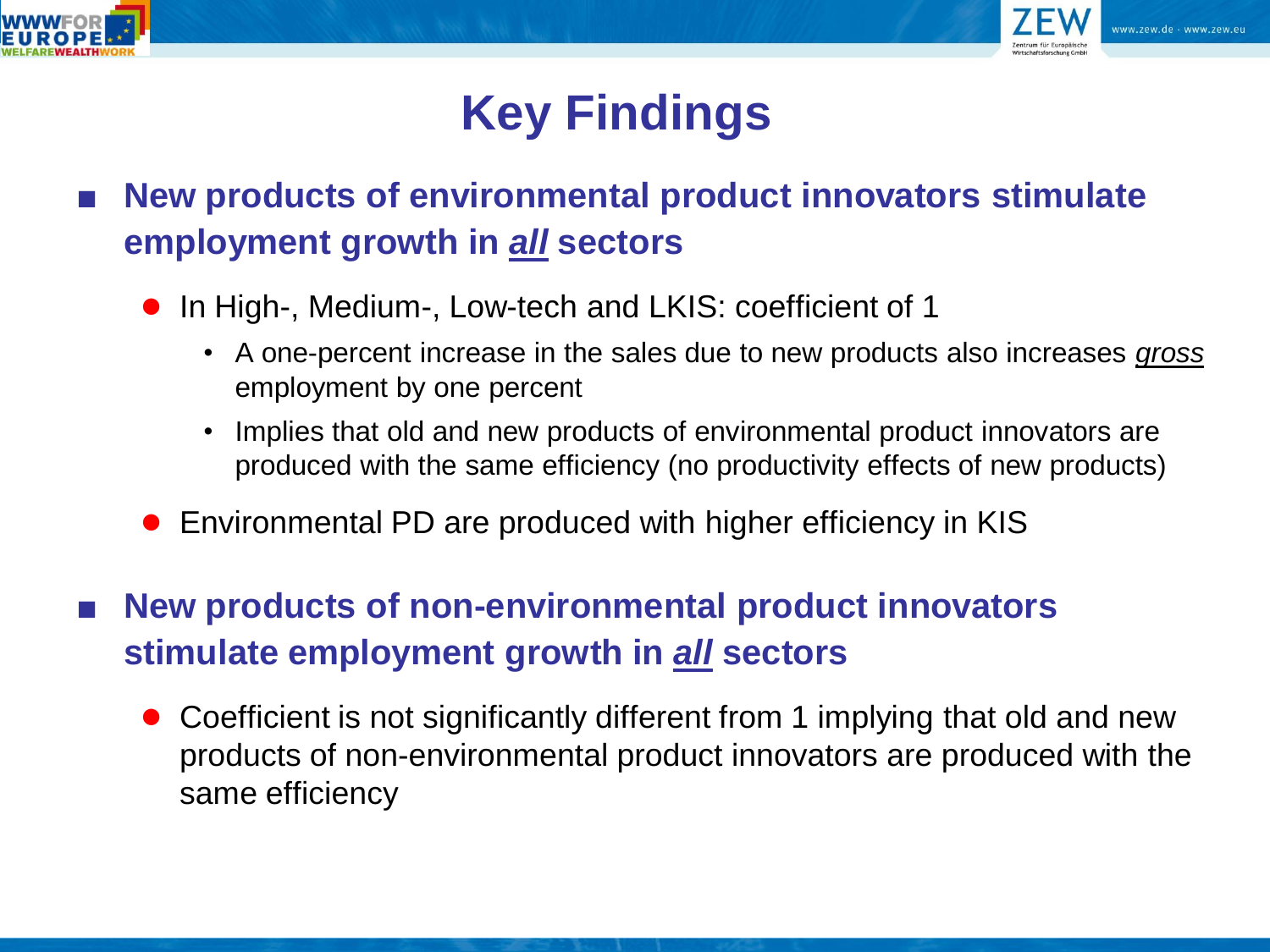# Key Findings

- **New products of environmental product innovators stimulate employment growth in *all* sectors**
  - In High-, Medium-, Low-tech and LKIS: coefficient of 1
    - A one-percent increase in the sales due to new products also increases *gross* employment by one percent
    - Implies that old and new products of environmental product innovators are produced with the same efficiency (no productivity effects of new products)
  - Environmental PD are produced with higher efficiency in KIS

- **New products of non-environmental product innovators stimulate employment growth in *all* sectors**
  - Coefficient is not significantly different from 1 implying that old and new products of non-environmental product innovators are produced with the same efficiency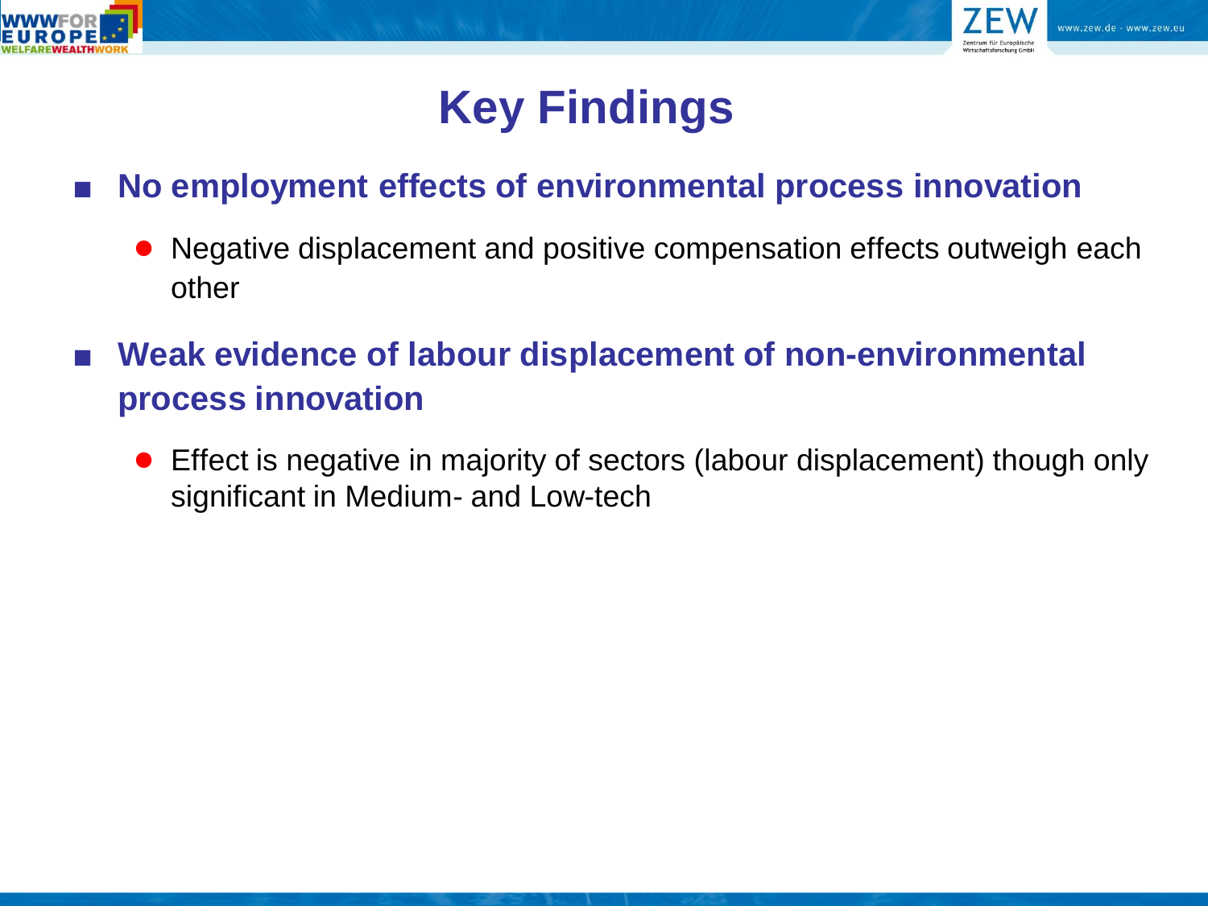# Key Findings

- **No employment effects of environmental process innovation**
  - Negative displacement and positive compensation effects outweigh each other
- **Weak evidence of labour displacement of non-environmental process innovation**
  - Effect is negative in majority of sectors (labour displacement) though only significant in Medium- and Low-tech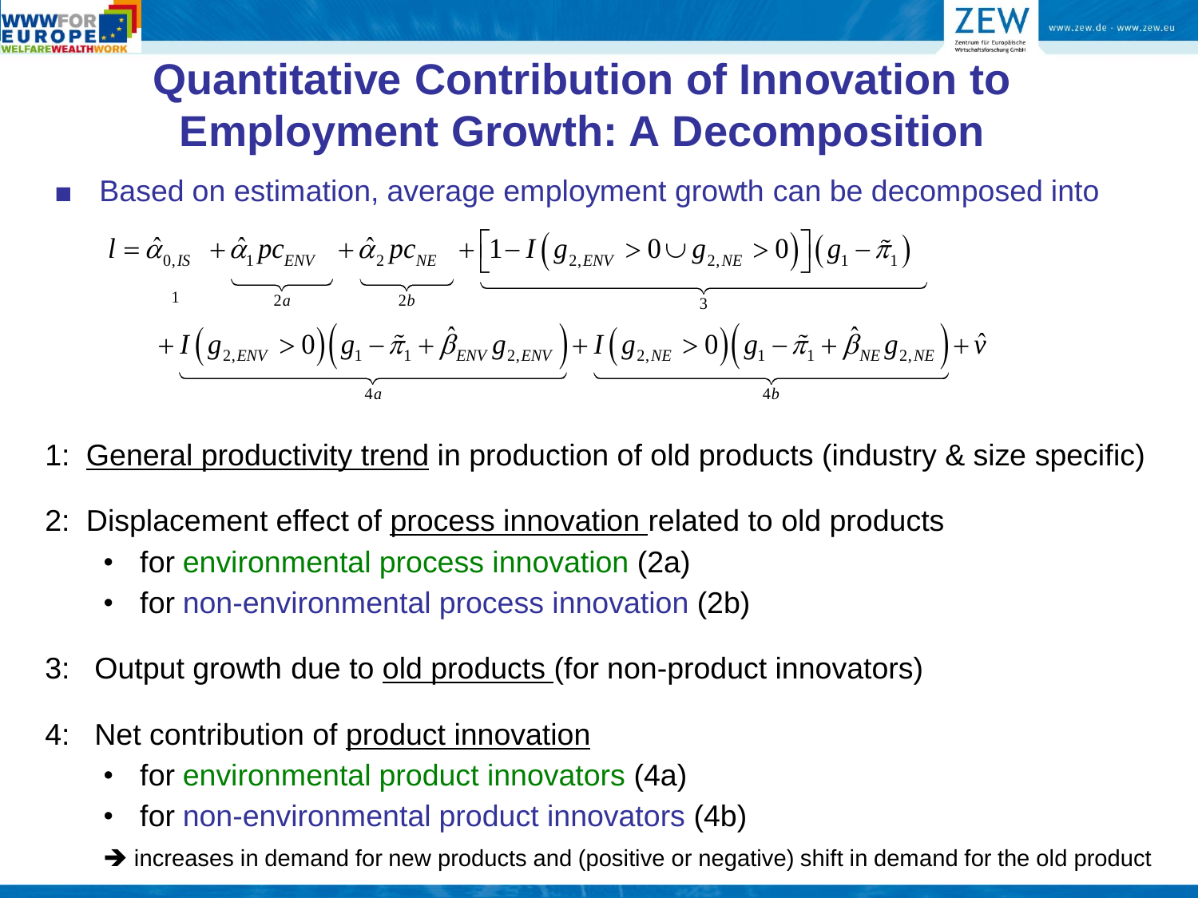# Quantitative Contribution of Innovation to Employment Growth: A Decomposition

- Based on estimation, average employment growth can be decomposed into

$$
l = \underbrace{\hat{\alpha}_{0,IS}}_{1} + \underbrace{\hat{\alpha}_1 pc_{ENV}}_{2a} + \underbrace{\hat{\alpha}_2 pc_{NE}}_{2b} + \underbrace{\left[1 - I\left(g_{2,ENV} > 0 \cup g_{2,NE} > 0\right)\right]\left(g_1 - \tilde{\pi}_1\right)}_{3}
$$

$$
+ \underbrace{I\left(g_{2,ENV} > 0\right)\left(g_1 - \tilde{\pi}_1 + \hat{\beta}_{ENV} g_{2,ENV}\right)}_{4a} + \underbrace{I\left(g_{2,NE} > 0\right)\left(g_1 - \tilde{\pi}_1 + \hat{\beta}_{NE} g_{2,NE}\right)}_{4b} + \hat{v}
$$

1: General productivity trend in production of old products (industry & size specific)

2: Displacement effect of process innovation related to old products
- for environmental process innovation (2a)
- for non-environmental process innovation (2b)

3: Output growth due to old products (for non-product innovators)

4: Net contribution of product innovation
- for environmental product innovators (4a)
- for non-environmental product innovators (4b)

➔ increases in demand for new products and (positive or negative) shift in demand for the old product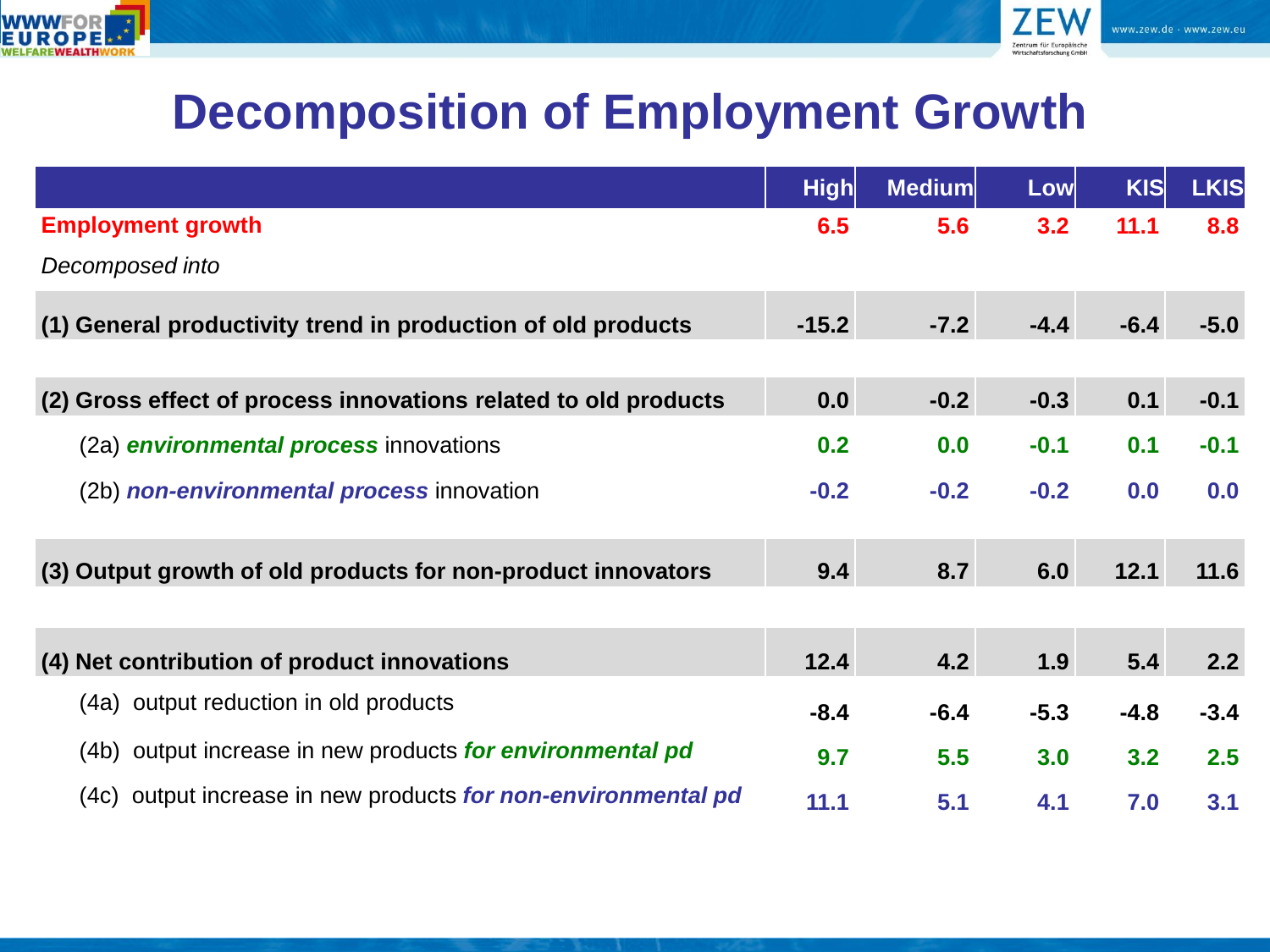# Decomposition of Employment Growth

| | High | Medium | Low | KIS | LKIS |
|---|---|---|---|---|---|
| **Employment growth** | **6.5** | **5.6** | **3.2** | **11.1** | **8.8** |
| *Decomposed into* | | | | | |
| **(1) General productivity trend in production of old products** | **-15.2** | **-7.2** | **-4.4** | **-6.4** | **-5.0** |
| **(2) Gross effect of process innovations related to old products** | **0.0** | **-0.2** | **-0.3** | **0.1** | **-0.1** |
| (2a) ***environmental process*** innovations | **0.2** | **0.0** | **-0.1** | **0.1** | **-0.1** |
| (2b) ***non-environmental process*** innovation | **-0.2** | **-0.2** | **-0.2** | **0.0** | **0.0** |
| **(3) Output growth of old products for non-product innovators** | **9.4** | **8.7** | **6.0** | **12.1** | **11.6** |
| **(4) Net contribution of product innovations** | **12.4** | **4.2** | **1.9** | **5.4** | **2.2** |
| (4a) output reduction in old products | **-8.4** | **-6.4** | **-5.3** | **-4.8** | **-3.4** |
| (4b) output increase in new products ***for environmental pd*** | **9.7** | **5.5** | **3.0** | **3.2** | **2.5** |
| (4c) output increase in new products ***for non-environmental pd*** | **11.1** | **5.1** | **4.1** | **7.0** | **3.1** |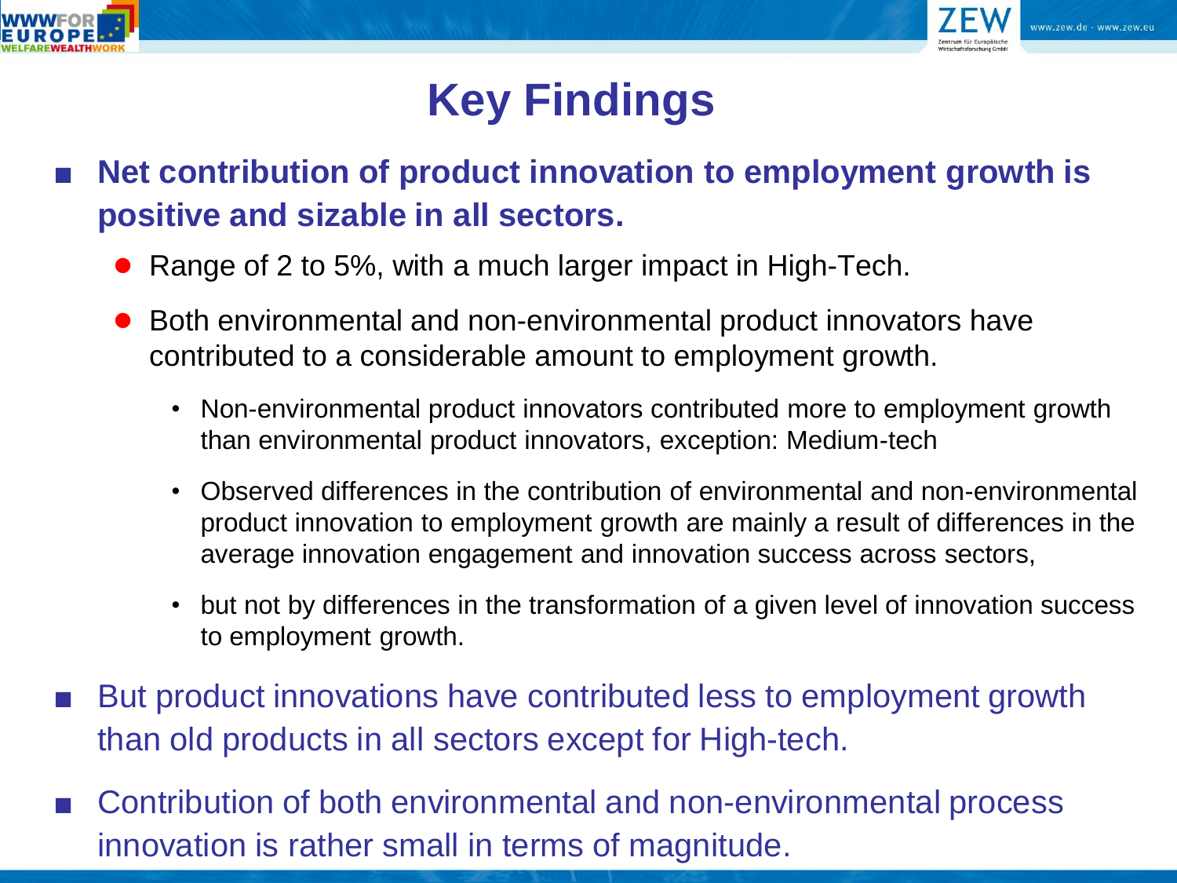# Key Findings

- **Net contribution of product innovation to employment growth is positive and sizable in all sectors.**
  - Range of 2 to 5%, with a much larger impact in High-Tech.
  - Both environmental and non-environmental product innovators have contributed to a considerable amount to employment growth.
    - Non-environmental product innovators contributed more to employment growth than environmental product innovators, exception: Medium-tech
    - Observed differences in the contribution of environmental and non-environmental product innovation to employment growth are mainly a result of differences in the average innovation engagement and innovation success across sectors,
    - but not by differences in the transformation of a given level of innovation success to employment growth.
- But product innovations have contributed less to employment growth than old products in all sectors except for High-tech.
- Contribution of both environmental and non-environmental process innovation is rather small in terms of magnitude.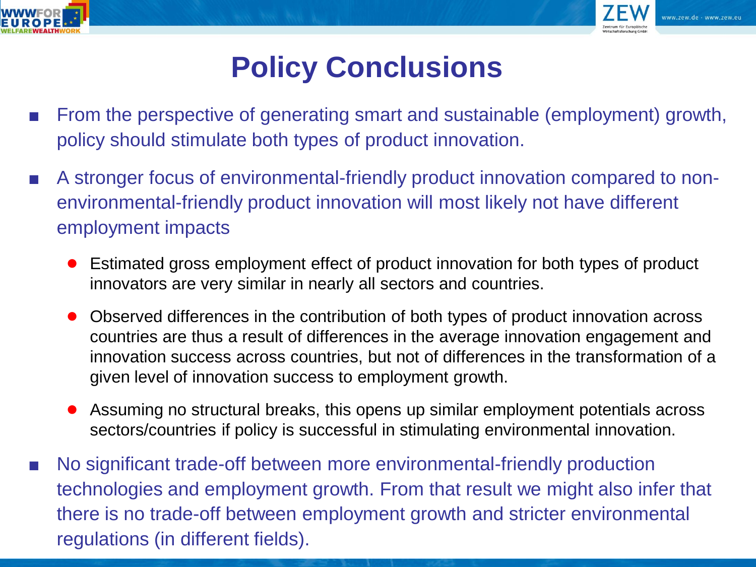# Policy Conclusions

- From the perspective of generating smart and sustainable (employment) growth, policy should stimulate both types of product innovation.
- A stronger focus of environmental-friendly product innovation compared to non-environmental-friendly product innovation will most likely not have different employment impacts
  - Estimated gross employment effect of product innovation for both types of product innovators are very similar in nearly all sectors and countries.
  - Observed differences in the contribution of both types of product innovation across countries are thus a result of differences in the average innovation engagement and innovation success across countries, but not of differences in the transformation of a given level of innovation success to employment growth.
  - Assuming no structural breaks, this opens up similar employment potentials across sectors/countries if policy is successful in stimulating environmental innovation.
- No significant trade-off between more environmental-friendly production technologies and employment growth. From that result we might also infer that there is no trade-off between employment growth and stricter environmental regulations (in different fields).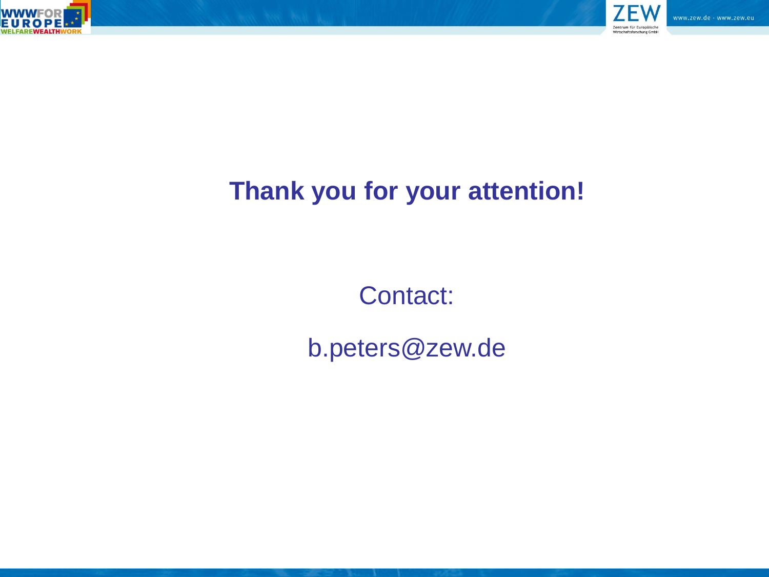**Thank you for your attention!**

Contact:

b.peters@zew.de